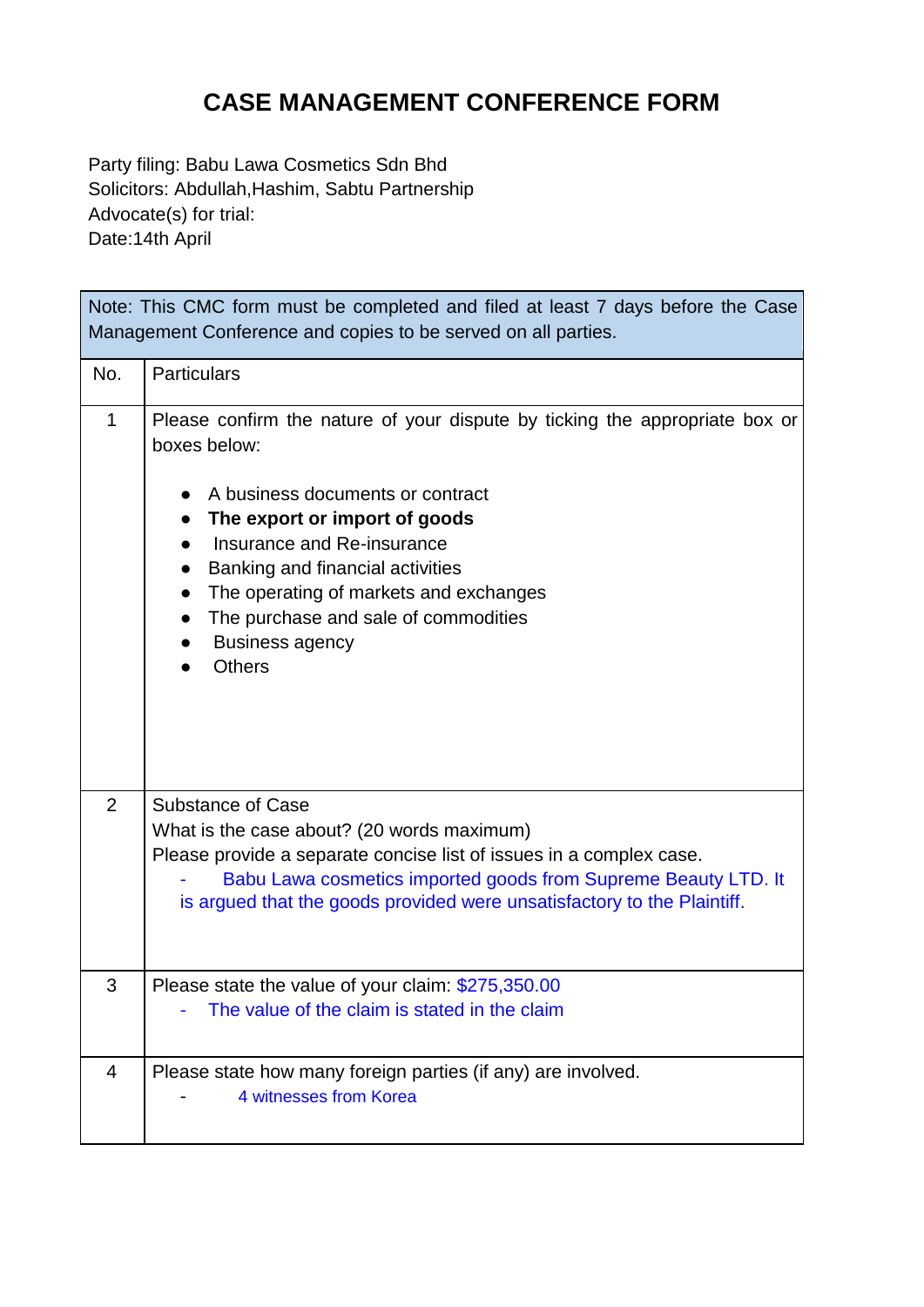# CASE MANAGEMENT CONFERENCE FORM

Party filing: Babu Lawa Cosmetics Sdn Bhd
Solicitors: Abdullah,Hashim, Sabtu Partnership
Advocate(s) for trial:
Date:14th April

| Note: This CMC form must be completed and filed at least 7 days before the Case Management Conference and copies to be served on all parties. | |
|---|---|
| No. | Particulars |
| 1 | Please confirm the nature of your dispute by ticking the appropriate box or boxes below:<br><br>● A business documents or contract<br>● **The export or import of goods**<br>● Insurance and Re-insurance<br>● Banking and financial activities<br>● The operating of markets and exchanges<br>● The purchase and sale of commodities<br>● Business agency<br>● Others |
| 2 | Substance of Case<br>What is the case about? (20 words maximum)<br>Please provide a separate concise list of issues in a complex case.<br>- Babu Lawa cosmetics imported goods from Supreme Beauty LTD. It is argued that the goods provided were unsatisfactory to the Plaintiff. |
| 3 | Please state the value of your claim: $275,350.00<br>- The value of the claim is stated in the claim |
| 4 | Please state how many foreign parties (if any) are involved.<br>- 4 witnesses from Korea |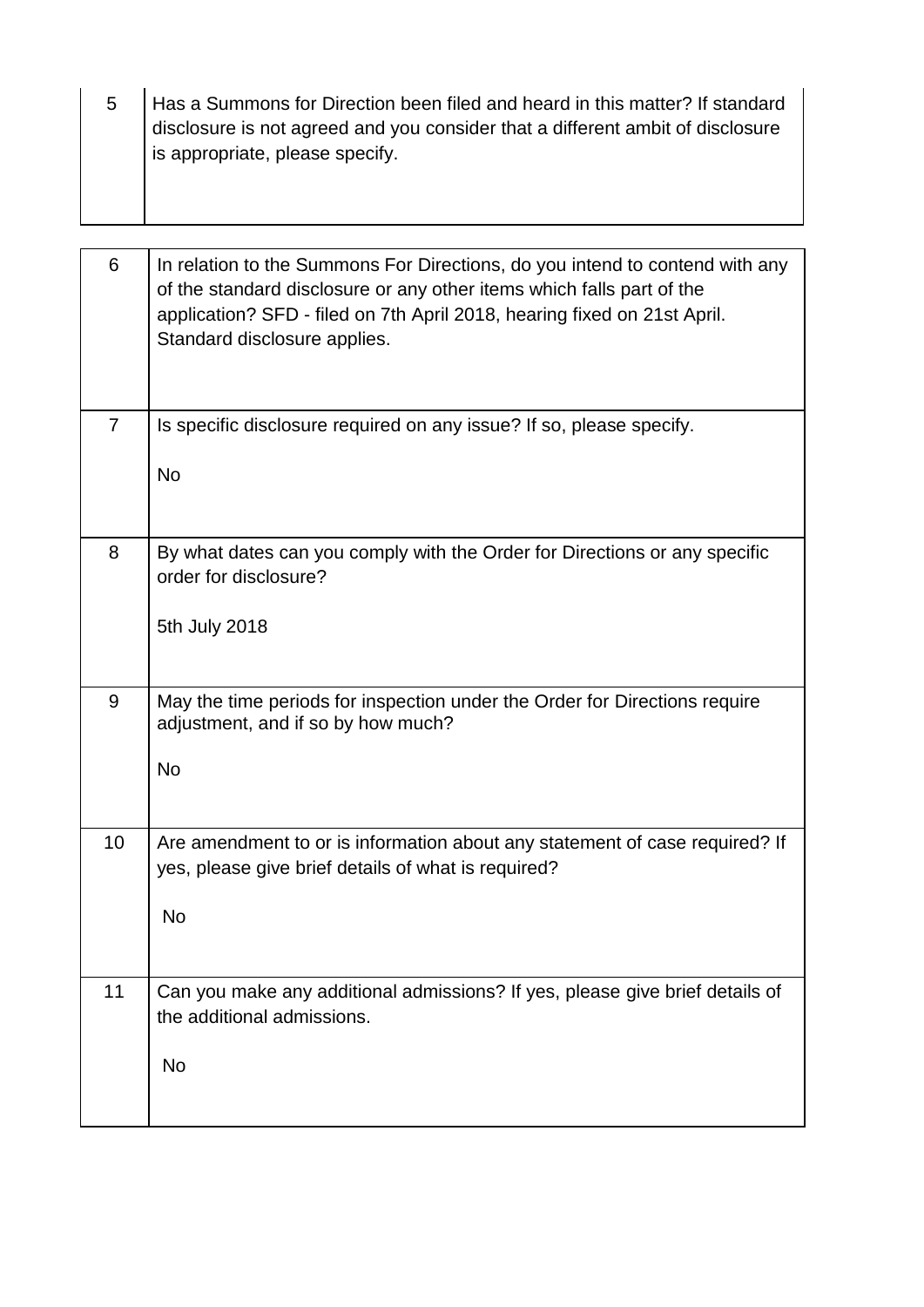| 5 | Has a Summons for Direction been filed and heard in this matter? If standard disclosure is not agreed and you consider that a different ambit of disclosure is appropriate, please specify. |
|---|---|

| 6 | In relation to the Summons For Directions, do you intend to contend with any of the standard disclosure or any other items which falls part of the application? SFD - filed on 7th April 2018, hearing fixed on 21st April. Standard disclosure applies. |
|---|---|
| 7 | Is specific disclosure required on any issue? If so, please specify.<br><br>No |
| 8 | By what dates can you comply with the Order for Directions or any specific order for disclosure?<br><br>5th July 2018 |
| 9 | May the time periods for inspection under the Order for Directions require adjustment, and if so by how much?<br><br>No |
| 10 | Are amendment to or is information about any statement of case required? If yes, please give brief details of what is required?<br><br>No |
| 11 | Can you make any additional admissions? If yes, please give brief details of the additional admissions.<br><br>No |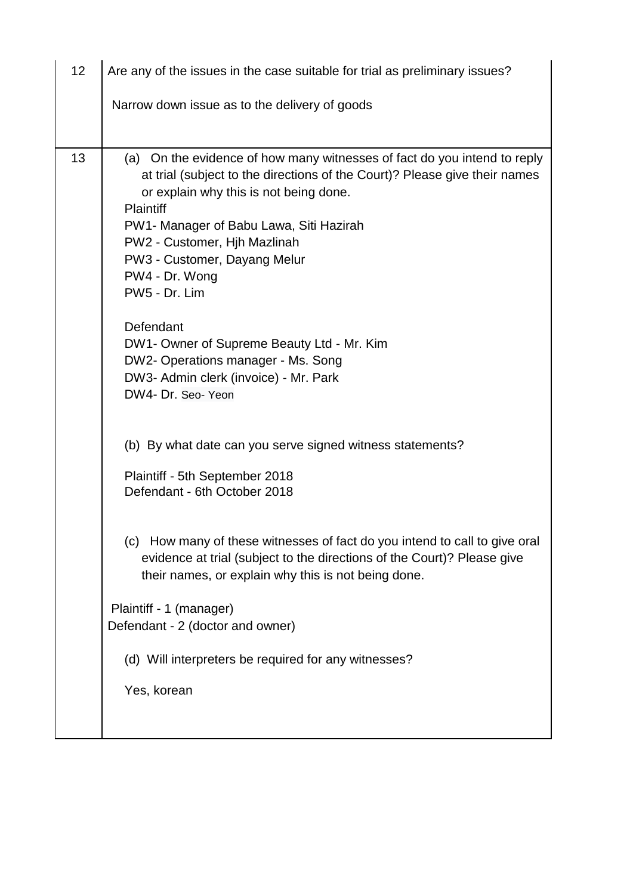| | |
|---|---|
| 12 | Are any of the issues in the case suitable for trial as preliminary issues?<br><br>Narrow down issue as to the delivery of goods |
| 13 | (a) On the evidence of how many witnesses of fact do you intend to reply at trial (subject to the directions of the Court)? Please give their names or explain why this is not being done.<br>Plaintiff<br>PW1- Manager of Babu Lawa, Siti Hazirah<br>PW2 - Customer, Hjh Mazlinah<br>PW3 - Customer, Dayang Melur<br>PW4 - Dr. Wong<br>PW5 - Dr. Lim<br><br>Defendant<br>DW1- Owner of Supreme Beauty Ltd - Mr. Kim<br>DW2- Operations manager - Ms. Song<br>DW3- Admin clerk (invoice) - Mr. Park<br>DW4- Dr. Seo- Yeon<br><br>(b) By what date can you serve signed witness statements?<br><br>Plaintiff - 5th September 2018<br>Defendant - 6th October 2018<br><br>(c) How many of these witnesses of fact do you intend to call to give oral evidence at trial (subject to the directions of the Court)? Please give their names, or explain why this is not being done.<br><br>Plaintiff - 1 (manager)<br>Defendant - 2 (doctor and owner)<br><br>(d) Will interpreters be required for any witnesses?<br><br>Yes, korean |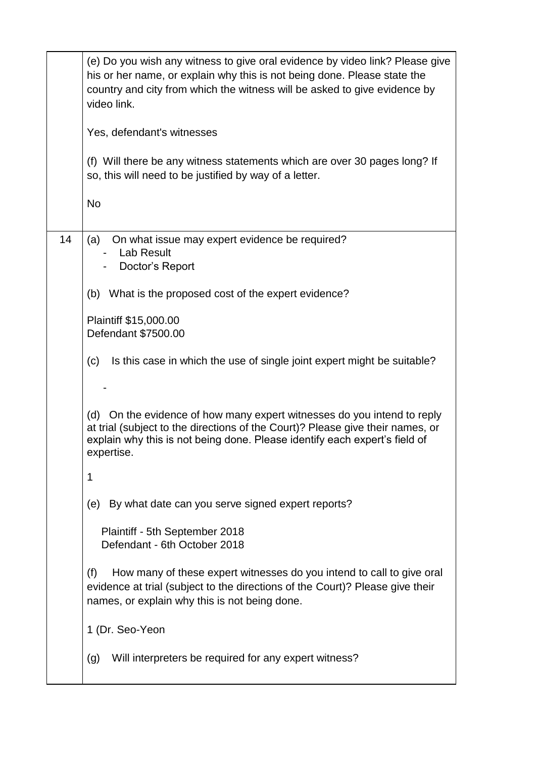| | |
|---|---|
| | (e) Do you wish any witness to give oral evidence by video link? Please give his or her name, or explain why this is not being done. Please state the country and city from which the witness will be asked to give evidence by video link.<br><br>Yes, defendant's witnesses<br><br>(f) Will there be any witness statements which are over 30 pages long? If so, this will need to be justified by way of a letter.<br><br>No |
| 14 | (a) On what issue may expert evidence be required?<br>- Lab Result<br>- Doctor's Report<br><br>(b) What is the proposed cost of the expert evidence?<br><br>Plaintiff $15,000.00<br>Defendant $7500.00<br><br>(c) Is this case in which the use of single joint expert might be suitable?<br><br>-<br><br>(d) On the evidence of how many expert witnesses do you intend to reply at trial (subject to the directions of the Court)? Please give their names, or explain why this is not being done. Please identify each expert's field of expertise.<br><br>1<br><br>(e) By what date can you serve signed expert reports?<br><br>Plaintiff - 5th September 2018<br>Defendant - 6th October 2018<br><br>(f) How many of these expert witnesses do you intend to call to give oral evidence at trial (subject to the directions of the Court)? Please give their names, or explain why this is not being done.<br><br>1 (Dr. Seo-Yeon<br><br>(g) Will interpreters be required for any expert witness? |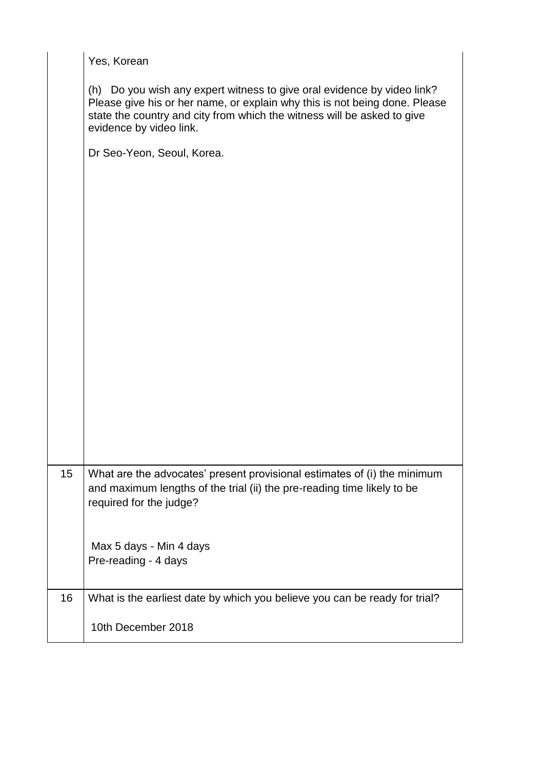| | |
|---|---|
| | Yes, Korean<br><br>(h) Do you wish any expert witness to give oral evidence by video link? Please give his or her name, or explain why this is not being done. Please state the country and city from which the witness will be asked to give evidence by video link.<br><br>Dr Seo-Yeon, Seoul, Korea. |
| 15 | What are the advocates' present provisional estimates of (i) the minimum and maximum lengths of the trial (ii) the pre-reading time likely to be required for the judge?<br><br>Max 5 days - Min 4 days<br>Pre-reading - 4 days |
| 16 | What is the earliest date by which you believe you can be ready for trial?<br><br>10th December 2018 |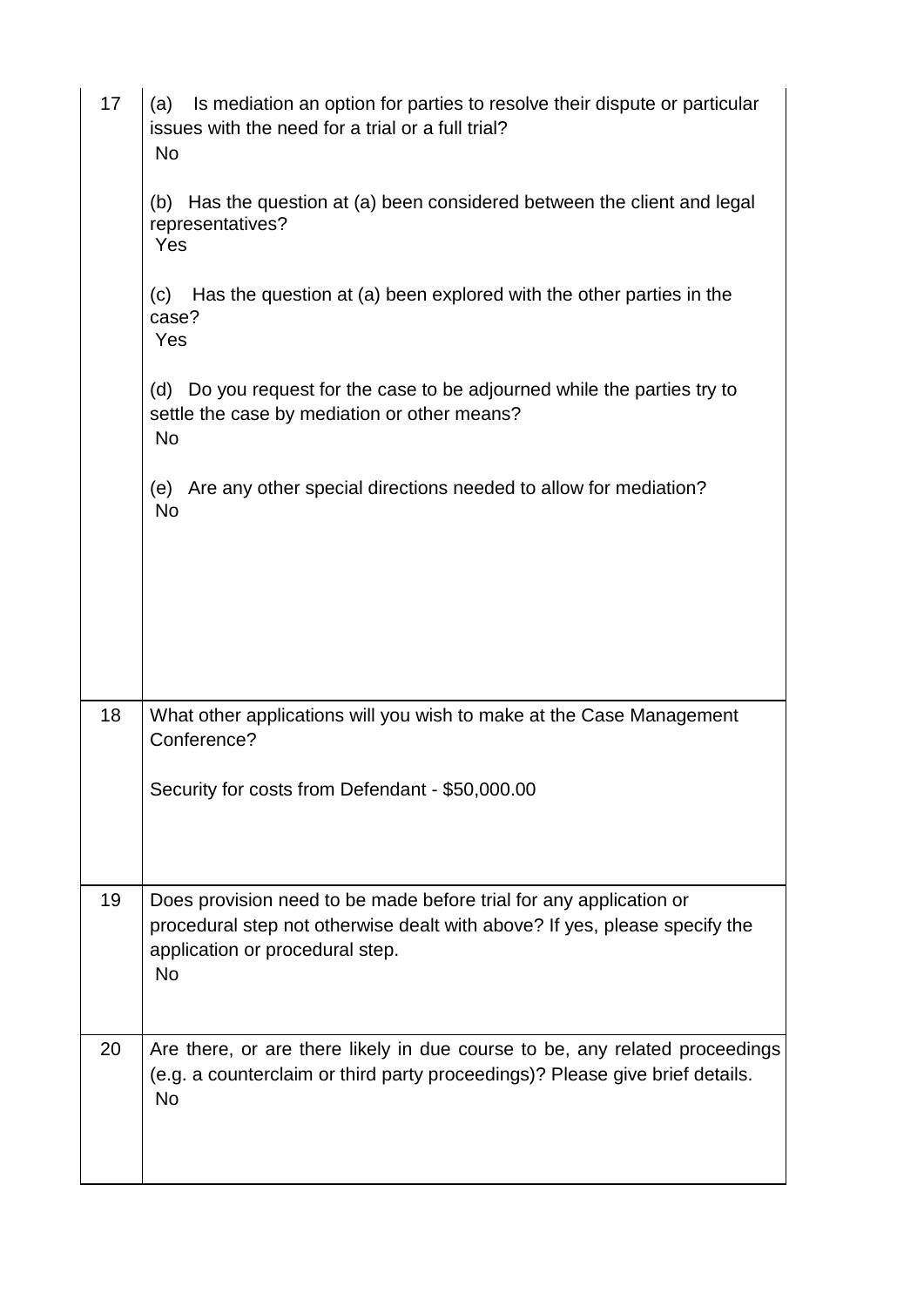| | |
|---|---|
| 17 | (a) Is mediation an option for parties to resolve their dispute or particular issues with the need for a trial or a full trial?<br>No<br><br>(b) Has the question at (a) been considered between the client and legal representatives?<br>Yes<br><br>(c) Has the question at (a) been explored with the other parties in the case?<br>Yes<br><br>(d) Do you request for the case to be adjourned while the parties try to settle the case by mediation or other means?<br>No<br><br>(e) Are any other special directions needed to allow for mediation?<br>No |
| 18 | What other applications will you wish to make at the Case Management Conference?<br><br>Security for costs from Defendant - $50,000.00 |
| 19 | Does provision need to be made before trial for any application or procedural step not otherwise dealt with above? If yes, please specify the application or procedural step.<br>No |
| 20 | Are there, or are there likely in due course to be, any related proceedings (e.g. a counterclaim or third party proceedings)? Please give brief details.<br>No |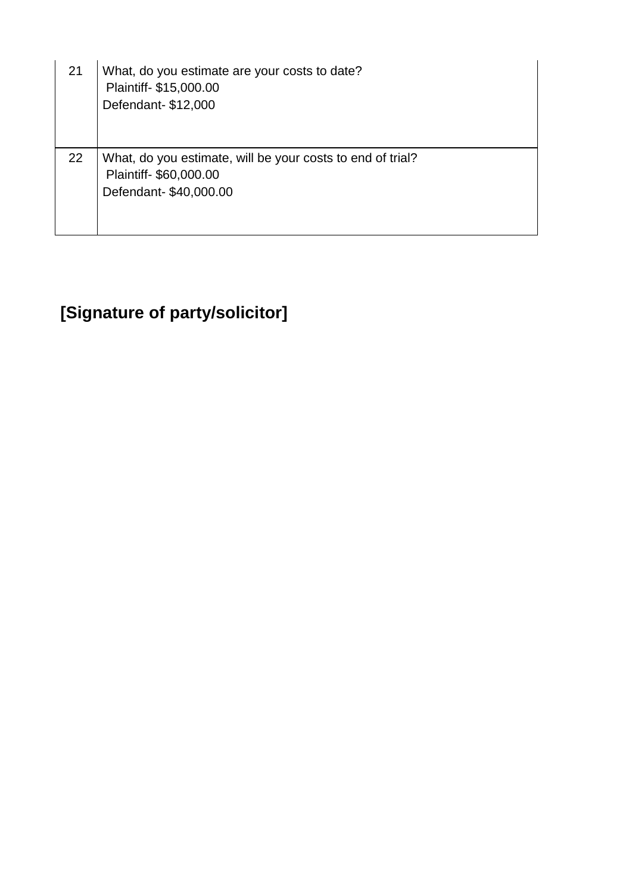| | |
|---|---|
| 21 | What, do you estimate are your costs to date?<br>Plaintiff- $15,000.00<br>Defendant- $12,000 |
| 22 | What, do you estimate, will be your costs to end of trial?<br>Plaintiff- $60,000.00<br>Defendant- $40,000.00 |

**[Signature of party/solicitor]**